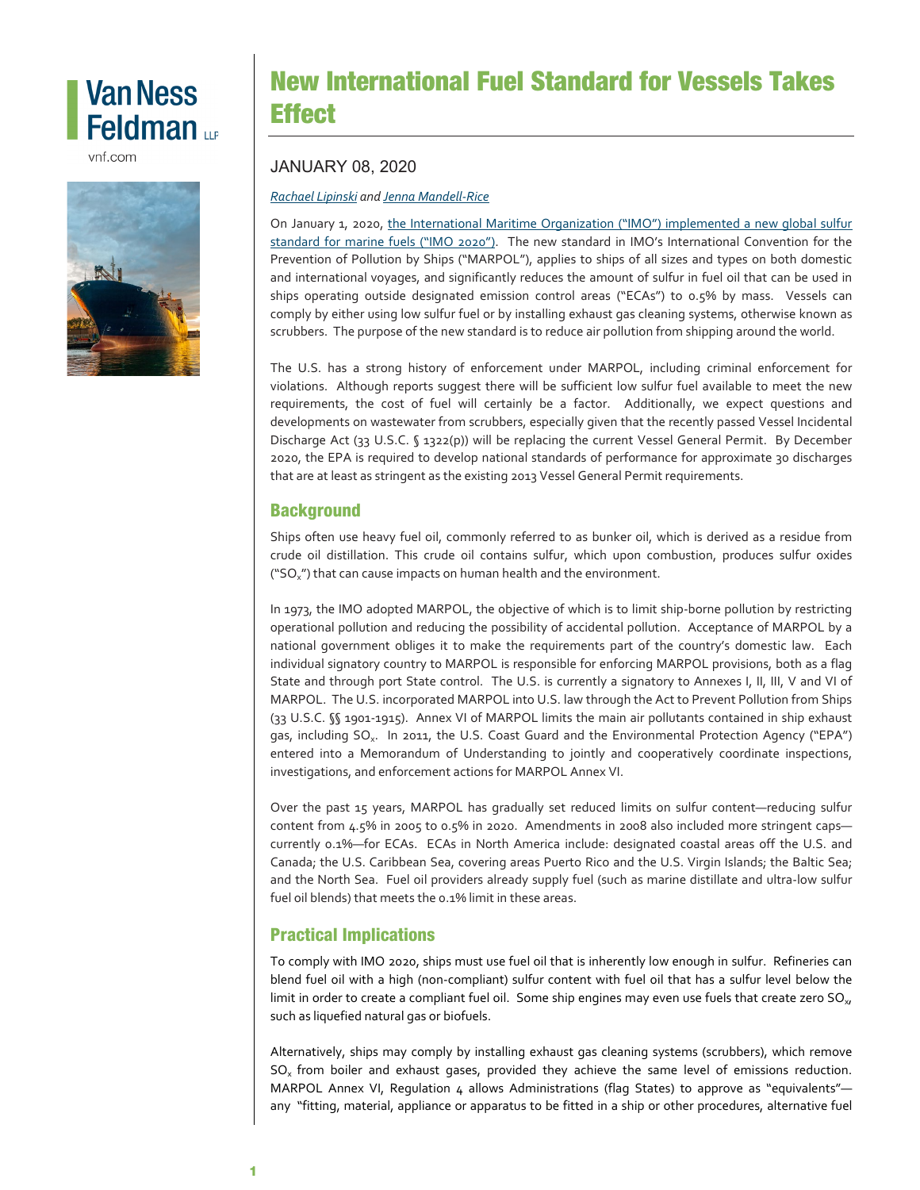# New International Fuel Standard for Vessels Takes Effect

JANUARY 08, 2020

*Rachael Lipinski and Jenna Mandell-Rice*

On January 1, 2020, the International Maritime Organization ("IMO") implemented a new global sulfur standard for marine fuels ("IMO 2020"). The new standard in IMO's International Convention for the Prevention of Pollution by Ships ("MARPOL"), applies to ships of all sizes and types on both domestic and international voyages, and significantly reduces the amount of sulfur in fuel oil that can be used in ships operating outside designated emission control areas ("ECAs") to 0.5% by mass. Vessels can comply by either using low sulfur fuel or by installing exhaust gas cleaning systems, otherwise known as scrubbers. The purpose of the new standard is to reduce air pollution from shipping around the world.

The U.S. has a strong history of enforcement under MARPOL, including criminal enforcement for violations. Although reports suggest there will be sufficient low sulfur fuel available to meet the new requirements, the cost of fuel will certainly be a factor. Additionally, we expect questions and developments on wastewater from scrubbers, especially given that the recently passed Vessel Incidental Discharge Act (33 U.S.C. § 1322(p)) will be replacing the current Vessel General Permit. By December 2020, the EPA is required to develop national standards of performance for approximate 30 discharges that are at least as stringent as the existing 2013 Vessel General Permit requirements.

## Background

Ships often use heavy fuel oil, commonly referred to as bunker oil, which is derived as a residue from crude oil distillation. This crude oil contains sulfur, which upon combustion, produces sulfur oxides ("$SO_x$") that can cause impacts on human health and the environment.

In 1973, the IMO adopted MARPOL, the objective of which is to limit ship-borne pollution by restricting operational pollution and reducing the possibility of accidental pollution. Acceptance of MARPOL by a national government obliges it to make the requirements part of the country's domestic law. Each individual signatory country to MARPOL is responsible for enforcing MARPOL provisions, both as a flag State and through port State control. The U.S. is currently a signatory to Annexes I, II, III, V and VI of MARPOL. The U.S. incorporated MARPOL into U.S. law through the Act to Prevent Pollution from Ships (33 U.S.C. §§ 1901-1915). Annex VI of MARPOL limits the main air pollutants contained in ship exhaust gas, including $SO_x$. In 2011, the U.S. Coast Guard and the Environmental Protection Agency ("EPA") entered into a Memorandum of Understanding to jointly and cooperatively coordinate inspections, investigations, and enforcement actions for MARPOL Annex VI.

Over the past 15 years, MARPOL has gradually set reduced limits on sulfur content—reducing sulfur content from 4.5% in 2005 to 0.5% in 2020. Amendments in 2008 also included more stringent caps—currently 0.1%—for ECAs. ECAs in North America include: designated coastal areas off the U.S. and Canada; the U.S. Caribbean Sea, covering areas Puerto Rico and the U.S. Virgin Islands; the Baltic Sea; and the North Sea. Fuel oil providers already supply fuel (such as marine distillate and ultra-low sulfur fuel oil blends) that meets the 0.1% limit in these areas.

## Practical Implications

To comply with IMO 2020, ships must use fuel oil that is inherently low enough in sulfur. Refineries can blend fuel oil with a high (non-compliant) sulfur content with fuel oil that has a sulfur level below the limit in order to create a compliant fuel oil. Some ship engines may even use fuels that create zero $SO_x$, such as liquefied natural gas or biofuels.

Alternatively, ships may comply by installing exhaust gas cleaning systems (scrubbers), which remove $SO_x$ from boiler and exhaust gases, provided they achieve the same level of emissions reduction. MARPOL Annex VI, Regulation 4 allows Administrations (flag States) to approve as "equivalents"—any "fitting, material, appliance or apparatus to be fitted in a ship or other procedures, alternative fuel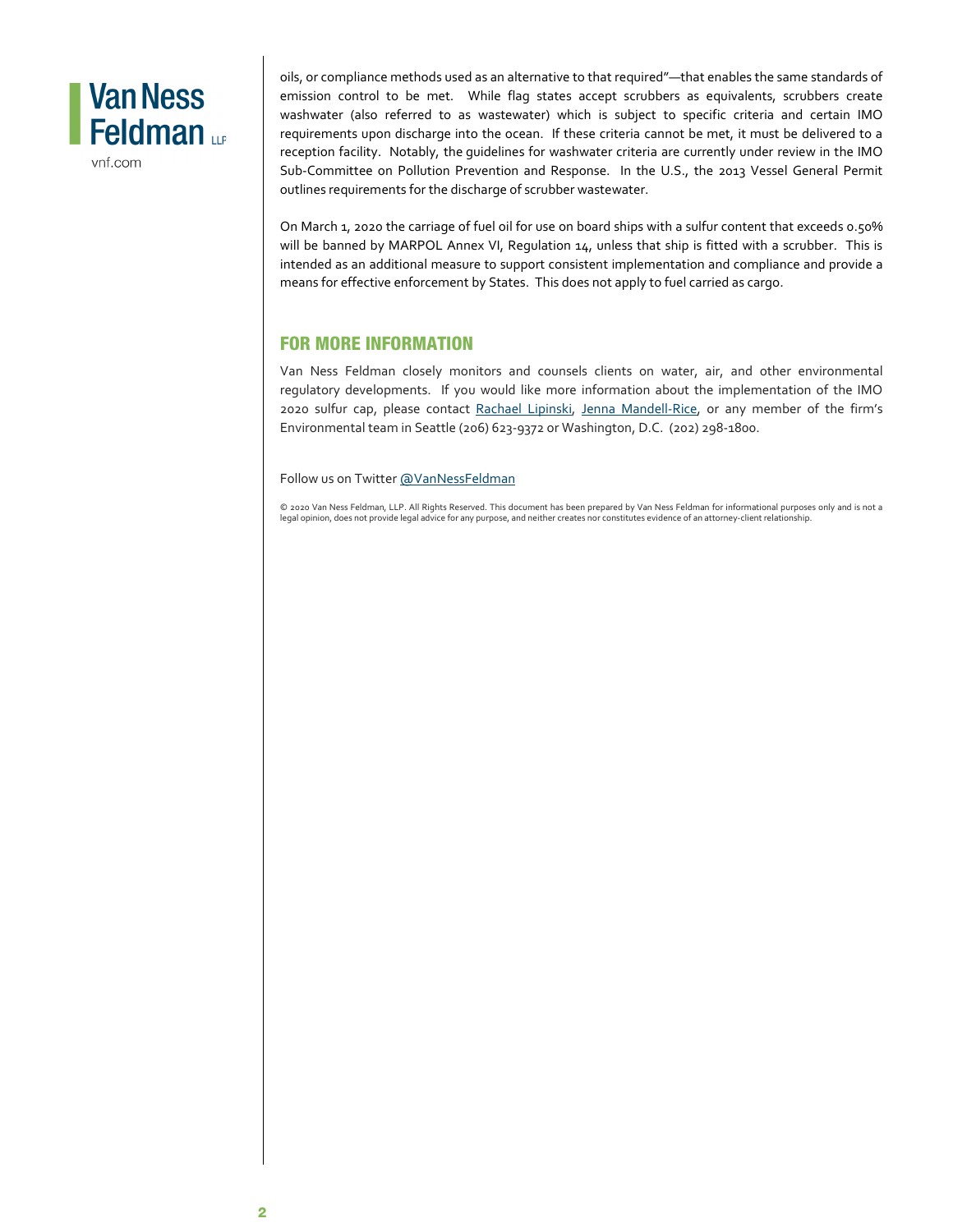oils, or compliance methods used as an alternative to that required"—that enables the same standards of emission control to be met. While flag states accept scrubbers as equivalents, scrubbers create washwater (also referred to as wastewater) which is subject to specific criteria and certain IMO requirements upon discharge into the ocean. If these criteria cannot be met, it must be delivered to a reception facility. Notably, the guidelines for washwater criteria are currently under review in the IMO Sub-Committee on Pollution Prevention and Response. In the U.S., the 2013 Vessel General Permit outlines requirements for the discharge of scrubber wastewater.

On March 1, 2020 the carriage of fuel oil for use on board ships with a sulfur content that exceeds 0.50% will be banned by MARPOL Annex VI, Regulation 14, unless that ship is fitted with a scrubber. This is intended as an additional measure to support consistent implementation and compliance and provide a means for effective enforcement by States. This does not apply to fuel carried as cargo.

## FOR MORE INFORMATION

Van Ness Feldman closely monitors and counsels clients on water, air, and other environmental regulatory developments. If you would like more information about the implementation of the IMO 2020 sulfur cap, please contact Rachael Lipinski, Jenna Mandell-Rice, or any member of the firm's Environmental team in Seattle (206) 623-9372 or Washington, D.C. (202) 298-1800.

Follow us on Twitter @VanNessFeldman

© 2020 Van Ness Feldman, LLP. All Rights Reserved. This document has been prepared by Van Ness Feldman for informational purposes only and is not a legal opinion, does not provide legal advice for any purpose, and neither creates nor constitutes evidence of an attorney-client relationship.